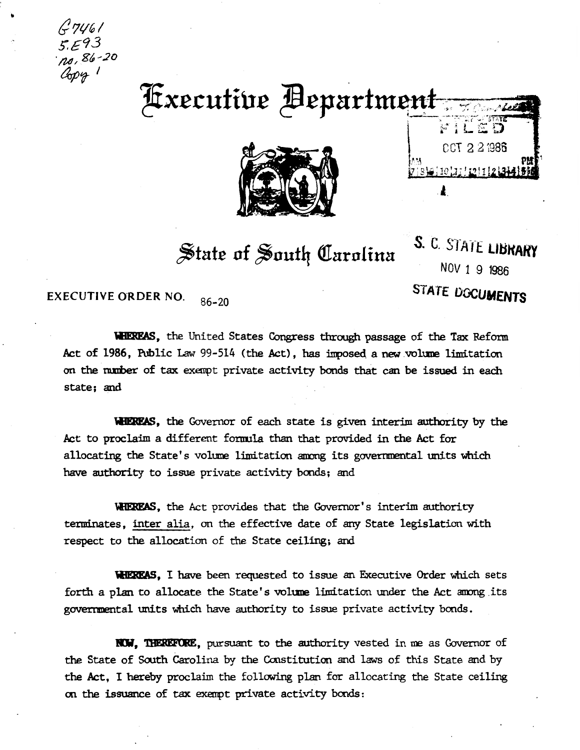G7461
5.E93
no. 86-20
Copy 1

# Executive Department

FILED
OCT 22 1986

## State of South Carolina

S. C. STATE LIBRARY
NOV 19 1986
STATE DOCUMENTS

EXECUTIVE ORDER NO. 86-20

**WHEREAS,** the United States Congress through passage of the Tax Reform Act of 1986, Public Law 99-514 (the Act), has imposed a new volume limitation on the number of tax exempt private activity bonds that can be issued in each state; and

**WHEREAS,** the Governor of each state is given interim authority by the Act to proclaim a different formula than that provided in the Act for allocating the State's volume limitation among its governmental units which have authority to issue private activity bonds; and

**WHEREAS,** the Act provides that the Governor's interim authority terminates, inter alia, on the effective date of any State legislation with respect to the allocation of the State ceiling; and

**WHEREAS,** I have been requested to issue an Executive Order which sets forth a plan to allocate the State's volume limitation under the Act among its governmental units which have authority to issue private activity bonds.

**NOW, THEREFORE,** pursuant to the authority vested in me as Governor of the State of South Carolina by the Constitution and laws of this State and by the Act, I hereby proclaim the following plan for allocating the State ceiling on the issuance of tax exempt private activity bonds: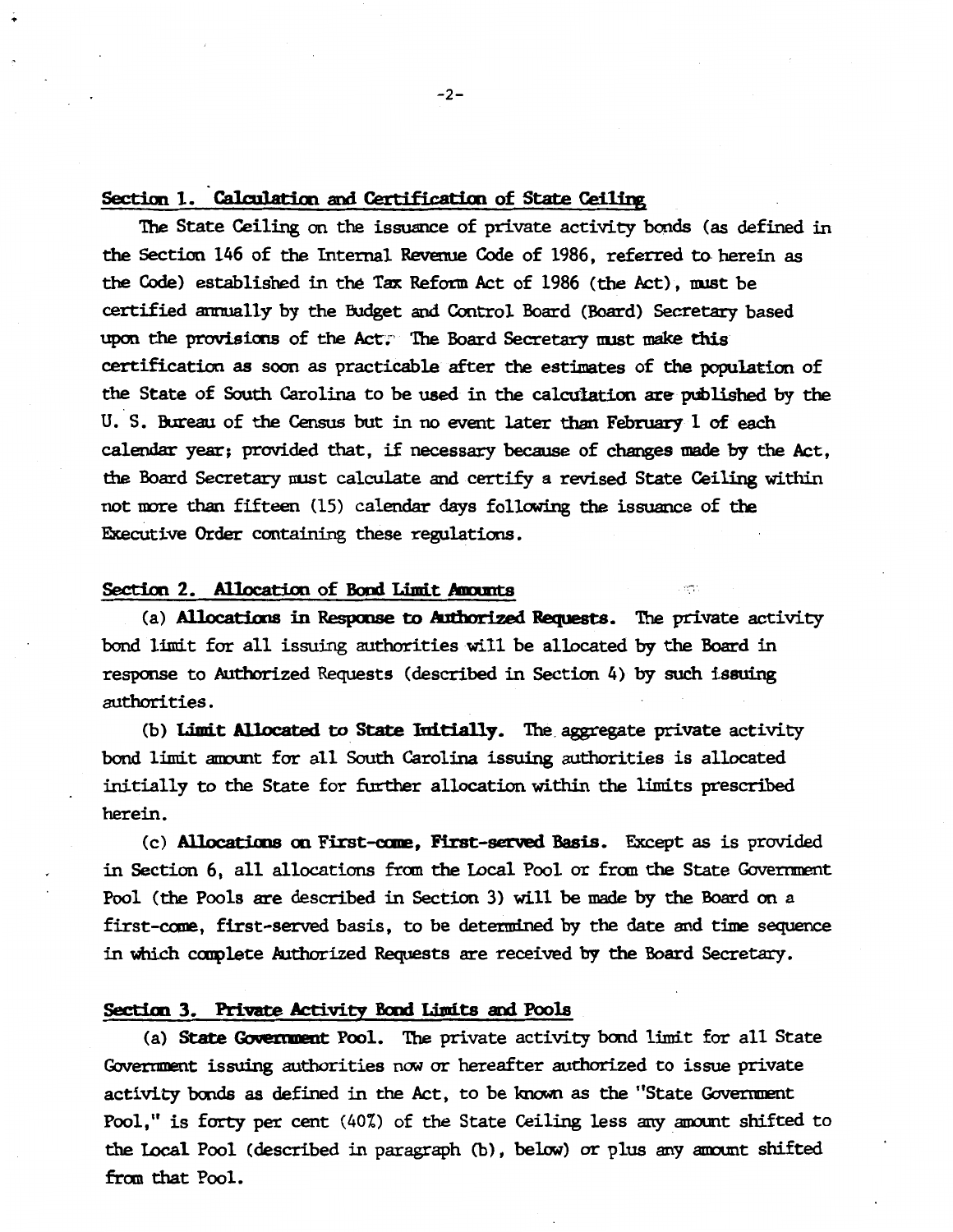## Section 1. Calculation and Certification of State Ceiling

The State Ceiling on the issuance of private activity bonds (as defined in the Section 146 of the Internal Revenue Code of 1986, referred to herein as the Code) established in the Tax Reform Act of 1986 (the Act), must be certified annually by the Budget and Control Board (Board) Secretary based upon the provisions of the Act. The Board Secretary must make this certification as soon as practicable after the estimates of the population of the State of South Carolina to be used in the calculation are published by the U. S. Bureau of the Census but in no event later than February 1 of each calendar year; provided that, if necessary because of changes made by the Act, the Board Secretary must calculate and certify a revised State Ceiling within not more than fifteen (15) calendar days following the issuance of the Executive Order containing these regulations.

## Section 2. Allocation of Bond Limit Amounts

(a) **Allocations in Response to Authorized Requests.** The private activity bond limit for all issuing authorities will be allocated by the Board in response to Authorized Requests (described in Section 4) by such issuing authorities.

(b) **Limit Allocated to State Initially.** The aggregate private activity bond limit amount for all South Carolina issuing authorities is allocated initially to the State for further allocation within the limits prescribed herein.

(c) **Allocations on First-come, First-served Basis.** Except as is provided in Section 6, all allocations from the Local Pool or from the State Government Pool (the Pools are described in Section 3) will be made by the Board on a first-come, first-served basis, to be determined by the date and time sequence in which complete Authorized Requests are received by the Board Secretary.

## Section 3. Private Activity Bond Limits and Pools

(a) **State Government Pool.** The private activity bond limit for all State Government issuing authorities now or hereafter authorized to issue private activity bonds as defined in the Act, to be known as the "State Government Pool," is forty per cent (40%) of the State Ceiling less any amount shifted to the Local Pool (described in paragraph (b), below) or plus any amount shifted from that Pool.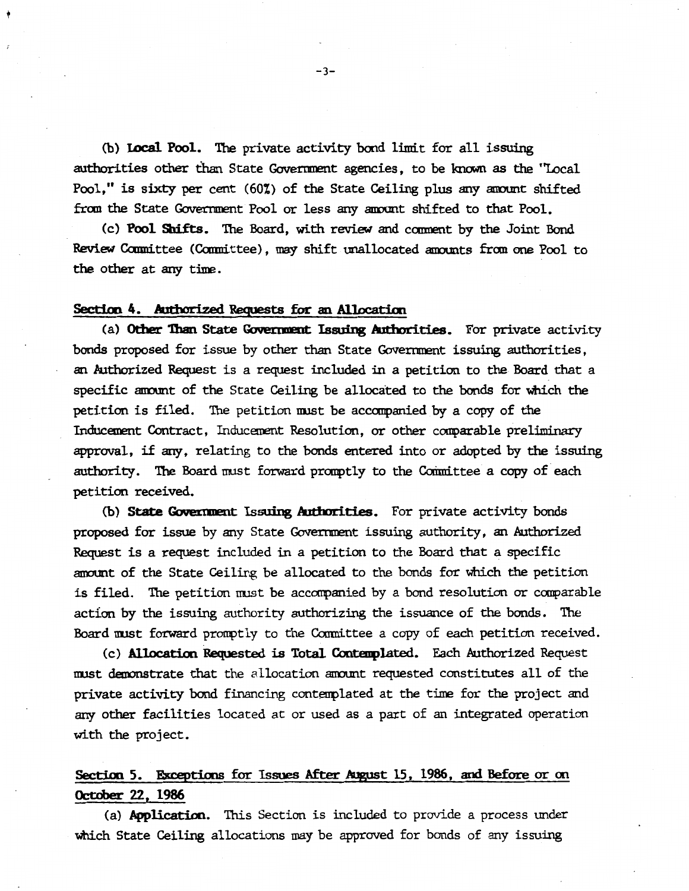(b) **Local Pool.** The private activity bond limit for all issuing authorities other than State Government agencies, to be known as the "Local Pool," is sixty per cent (60%) of the State Ceiling plus any amount shifted from the State Government Pool or less any amount shifted to that Pool.

(c) **Pool Shifts.** The Board, with review and comment by the Joint Bond Review Committee (Committee), may shift unallocated amounts from one Pool to the other at any time.

## Section 4. Authorized Requests for an Allocation

(a) **Other Than State Government Issuing Authorities.** For private activity bonds proposed for issue by other than State Government issuing authorities, an Authorized Request is a request included in a petition to the Board that a specific amount of the State Ceiling be allocated to the bonds for which the petition is filed. The petition must be accompanied by a copy of the Inducement Contract, Inducement Resolution, or other comparable preliminary approval, if any, relating to the bonds entered into or adopted by the issuing authority. The Board must forward promptly to the Committee a copy of each petition received.

(b) **State Government Issuing Authorities.** For private activity bonds proposed for issue by any State Government issuing authority, an Authorized Request is a request included in a petition to the Board that a specific amount of the State Ceiling be allocated to the bonds for which the petition is filed. The petition must be accompanied by a bond resolution or comparable action by the issuing authority authorizing the issuance of the bonds. The Board must forward promptly to the Committee a copy of each petition received.

(c) **Allocation Requested is Total Contemplated.** Each Authorized Request must demonstrate that the allocation amount requested constitutes all of the private activity bond financing contemplated at the time for the project and any other facilities located at or used as a part of an integrated operation with the project.

## Section 5. Exceptions for Issues After August 15, 1986, and Before or on October 22, 1986

(a) **Application.** This Section is included to provide a process under which State Ceiling allocations may be approved for bonds of any issuing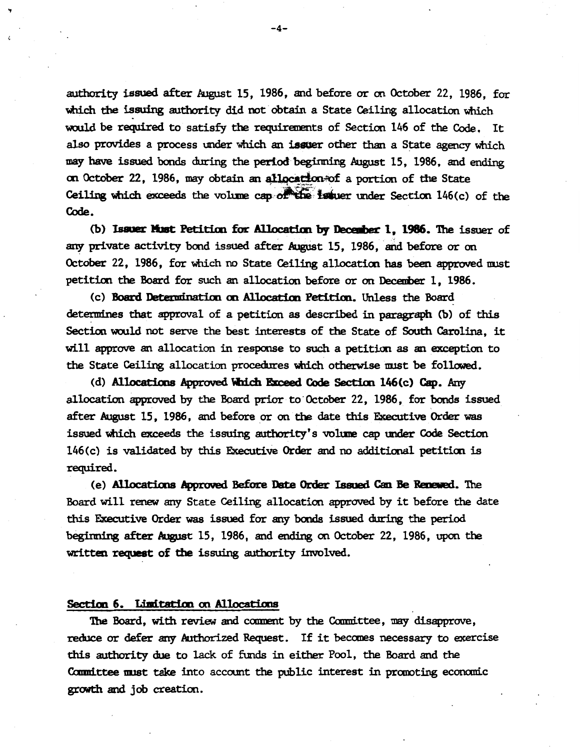authority issued after August 15, 1986, and before or on October 22, 1986, for which the issuing authority did not obtain a State Ceiling allocation which would be required to satisfy the requirements of Section 146 of the Code. It also provides a process under which an issuer other than a State agency which may have issued bonds during the period beginning August 15, 1986, and ending on October 22, 1986, may obtain an allocation of a portion of the State Ceiling which exceeds the volume cap of the issuer under Section 146(c) of the Code.

(b) **Issuer Must Petition for Allocation by December 1, 1986.** The issuer of any private activity bond issued after August 15, 1986, and before or on October 22, 1986, for which no State Ceiling allocation has been approved must petition the Board for such an allocation before or on December 1, 1986.

(c) **Board Determination on Allocation Petition.** Unless the Board determines that approval of a petition as described in paragraph (b) of this Section would not serve the best interests of the State of South Carolina, it will approve an allocation in response to such a petition as an exception to the State Ceiling allocation procedures which otherwise must be followed.

(d) **Allocations Approved Which Exceed Code Section 146(c) Cap.** Any allocation approved by the Board prior to October 22, 1986, for bonds issued after August 15, 1986, and before or on the date this Executive Order was issued which exceeds the issuing authority's volume cap under Code Section 146(c) is validated by this Executive Order and no additional petition is required.

(e) **Allocations Approved Before Date Order Issued Can Be Renewed.** The Board will renew any State Ceiling allocation approved by it before the date this Executive Order was issued for any bonds issued during the period beginning after August 15, 1986, and ending on October 22, 1986, upon the written request of the issuing authority involved.

## Section 6. Limitation on Allocations

The Board, with review and comment by the Committee, may disapprove, reduce or defer any Authorized Request. If it becomes necessary to exercise this authority due to lack of funds in either Pool, the Board and the Committee must take into account the public interest in promoting economic growth and job creation.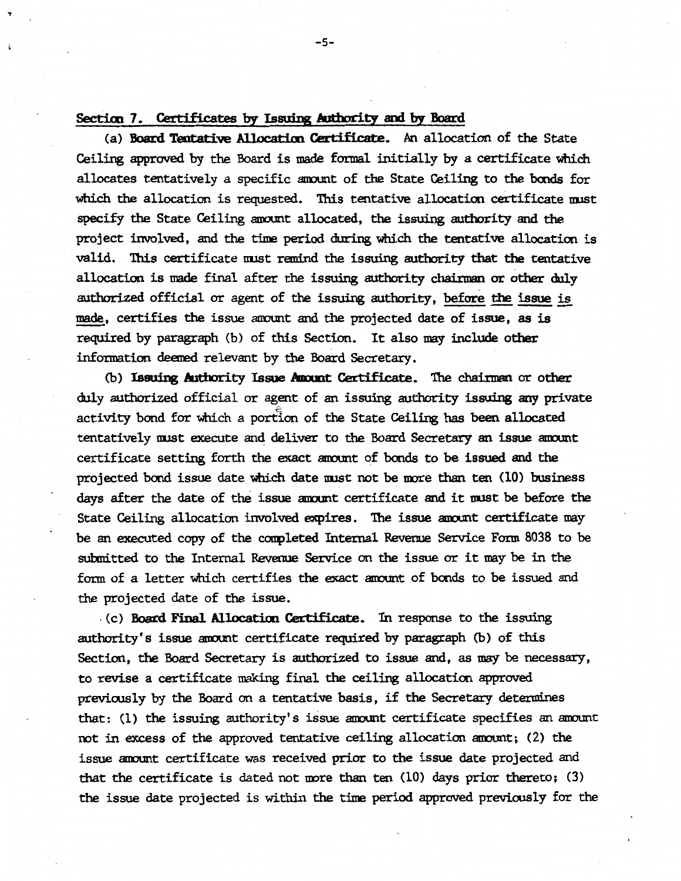## Section 7. Certificates by Issuing Authority and by Board

(a) **Board Tentative Allocation Certificate.** An allocation of the State Ceiling approved by the Board is made formal initially by a certificate which allocates tentatively a specific amount of the State Ceiling to the bonds for which the allocation is requested. This tentative allocation certificate must specify the State Ceiling amount allocated, the issuing authority and the project involved, and the time period during which the tentative allocation is valid. This certificate must remind the issuing authority that the tentative allocation is made final after the issuing authority chairman or other duly authorized official or agent of the issuing authority, before the issue is made, certifies the issue amount and the projected date of issue, as is required by paragraph (b) of this Section. It also may include other information deemed relevant by the Board Secretary.

(b) **Issuing Authority Issue Amount Certificate.** The chairman or other duly authorized official or agent of an issuing authority issuing any private activity bond for which a portion of the State Ceiling has been allocated tentatively must execute and deliver to the Board Secretary an issue amount certificate setting forth the exact amount of bonds to be issued and the projected bond issue date which date must not be more than ten (10) business days after the date of the issue amount certificate and it must be before the State Ceiling allocation involved expires. The issue amount certificate may be an executed copy of the completed Internal Revenue Service Form 8038 to be submitted to the Internal Revenue Service on the issue or it may be in the form of a letter which certifies the exact amount of bonds to be issued and the projected date of the issue.

(c) **Board Final Allocation Certificate.** In response to the issuing authority's issue amount certificate required by paragraph (b) of this Section, the Board Secretary is authorized to issue and, as may be necessary, to revise a certificate making final the ceiling allocation approved previously by the Board on a tentative basis, if the Secretary determines that: (1) the issuing authority's issue amount certificate specifies an amount not in excess of the approved tentative ceiling allocation amount; (2) the issue amount certificate was received prior to the issue date projected and that the certificate is dated not more than ten (10) days prior thereto; (3) the issue date projected is within the time period approved previously for the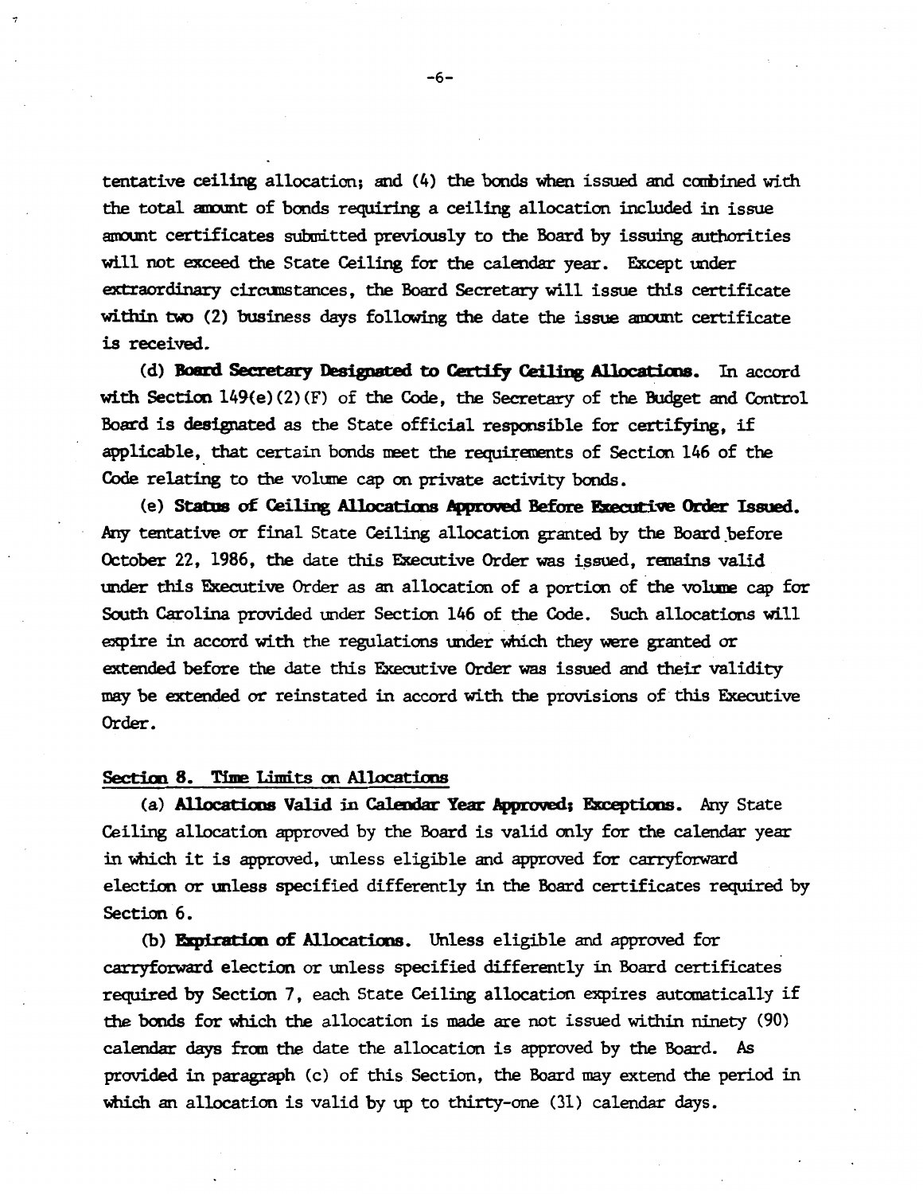tentative ceiling allocation; and (4) the bonds when issued and combined with the total amount of bonds requiring a ceiling allocation included in issue amount certificates submitted previously to the Board by issuing authorities will not exceed the State Ceiling for the calendar year. Except under extraordinary circumstances, the Board Secretary will issue this certificate within two (2) business days following the date the issue amount certificate is received.

(d) **Board Secretary Designated to Certify Ceiling Allocations.** In accord with Section 149(e)(2)(F) of the Code, the Secretary of the Budget and Control Board is designated as the State official responsible for certifying, if applicable, that certain bonds meet the requirements of Section 146 of the Code relating to the volume cap on private activity bonds.

(e) **Status of Ceiling Allocations Approved Before Executive Order Issued.** Any tentative or final State Ceiling allocation granted by the Board before October 22, 1986, the date this Executive Order was issued, remains valid under this Executive Order as an allocation of a portion of the volume cap for South Carolina provided under Section 146 of the Code. Such allocations will expire in accord with the regulations under which they were granted or extended before the date this Executive Order was issued and their validity may be extended or reinstated in accord with the provisions of this Executive Order.

## Section 8. Time Limits on Allocations

(a) **Allocations Valid in Calendar Year Approved; Exceptions.** Any State Ceiling allocation approved by the Board is valid only for the calendar year in which it is approved, unless eligible and approved for carryforward election or unless specified differently in the Board certificates required by Section 6.

(b) **Expiration of Allocations.** Unless eligible and approved for carryforward election or unless specified differently in Board certificates required by Section 7, each State Ceiling allocation expires automatically if the bonds for which the allocation is made are not issued within ninety (90) calendar days from the date the allocation is approved by the Board. As provided in paragraph (c) of this Section, the Board may extend the period in which an allocation is valid by up to thirty-one (31) calendar days.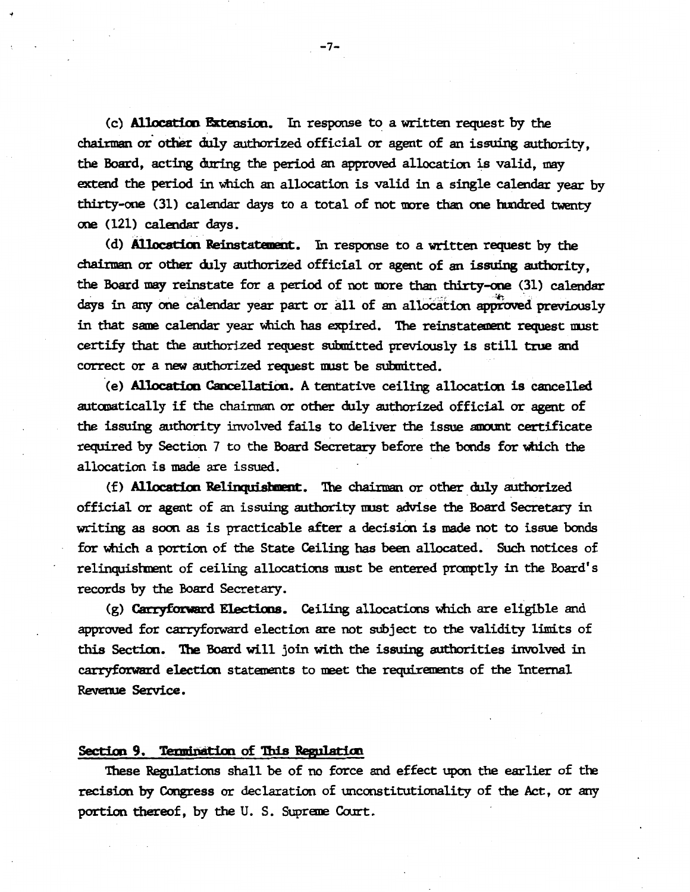(c) **Allocation Extension.** In response to a written request by the chairman or other duly authorized official or agent of an issuing authority, the Board, acting during the period an approved allocation is valid, may extend the period in which an allocation is valid in a single calendar year by thirty-one (31) calendar days to a total of not more than one hundred twenty one (121) calendar days.

(d) **Allocation Reinstatement.** In response to a written request by the chairman or other duly authorized official or agent of an issuing authority, the Board may reinstate for a period of not more than thirty-one (31) calendar days in any one calendar year part or all of an allocation approved previously in that same calendar year which has expired. The reinstatement request must certify that the authorized request submitted previously is still true and correct or a new authorized request must be submitted.

(e) **Allocation Cancellation.** A tentative ceiling allocation is cancelled automatically if the chairman or other duly authorized official or agent of the issuing authority involved fails to deliver the issue amount certificate required by Section 7 to the Board Secretary before the bonds for which the allocation is made are issued.

(f) **Allocation Relinquishment.** The chairman or other duly authorized official or agent of an issuing authority must advise the Board Secretary in writing as soon as is practicable after a decision is made not to issue bonds for which a portion of the State Ceiling has been allocated. Such notices of relinquishment of ceiling allocations must be entered promptly in the Board's records by the Board Secretary.

(g) **Carryforward Elections.** Ceiling allocations which are eligible and approved for carryforward election are not subject to the validity limits of this Section. The Board will join with the issuing authorities involved in carryforward election statements to meet the requirements of the Internal Revenue Service.

## Section 9. Termination of This Regulation

These Regulations shall be of no force and effect upon the earlier of the recision by Congress or declaration of unconstitutionality of the Act, or any portion thereof, by the U. S. Supreme Court.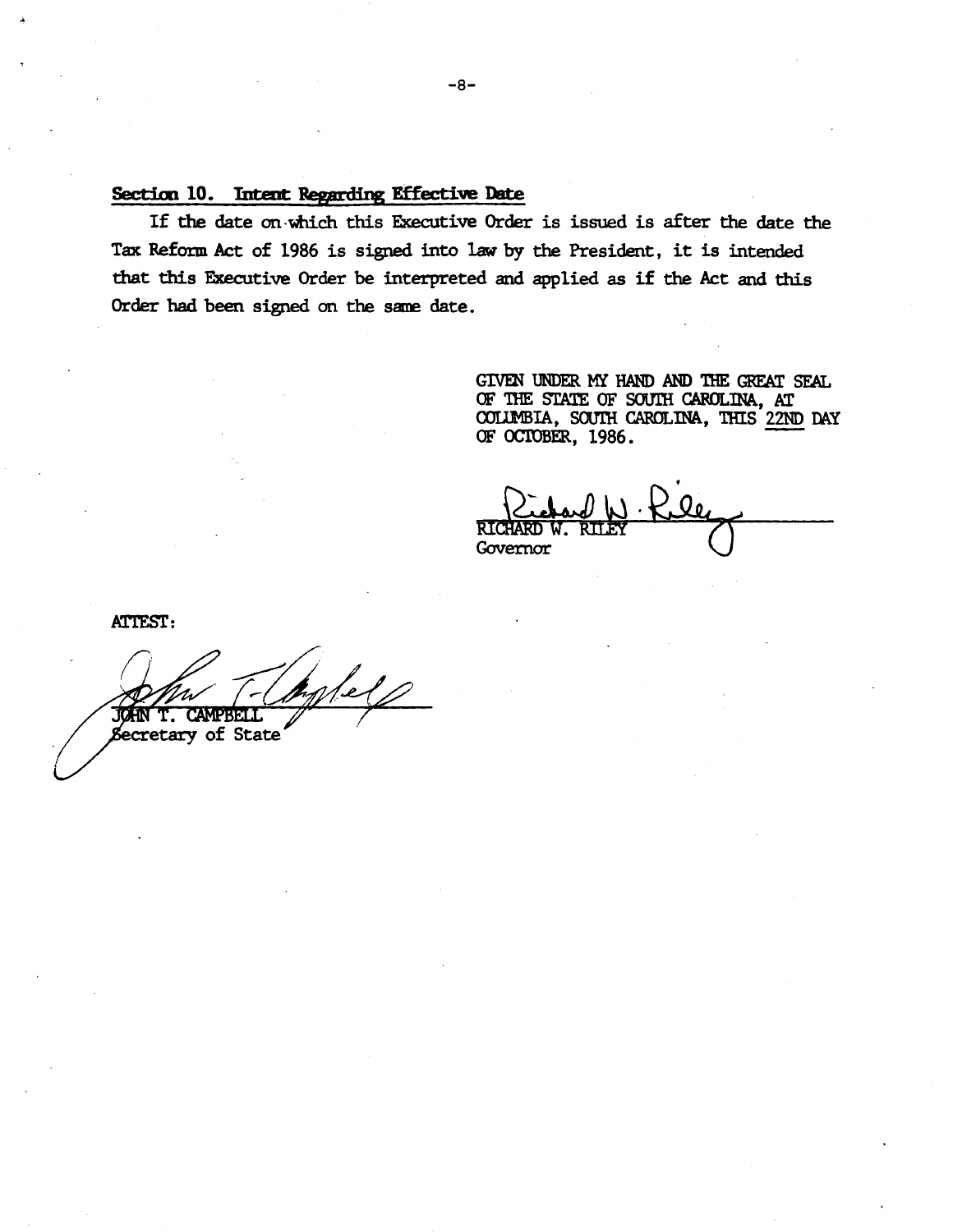**Section 10. Intent Regarding Effective Date**

If the date on which this Executive Order is issued is after the date the Tax Reform Act of 1986 is signed into law by the President, it is intended that this Executive Order be interpreted and applied as if the Act and this Order had been signed on the same date.

GIVEN UNDER MY HAND AND THE GREAT SEAL OF THE STATE OF SOUTH CAROLINA, AT COLUMBIA, SOUTH CAROLINA, THIS 22ND DAY OF OCTOBER, 1986.

RICHARD W. RILEY
Governor

ATTEST:

JOHN T. CAMPBELL
Secretary of State